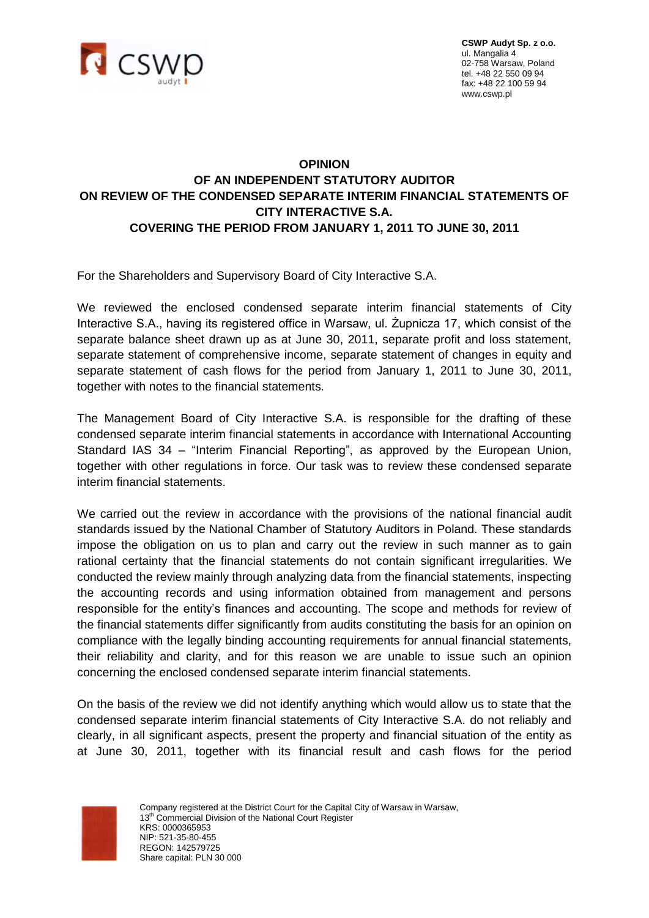**CSWP Audyt Sp. z o.o.**
ul. Mangalia 4
02-758 Warsaw, Poland
tel. +48 22 550 09 94
fax: +48 22 100 59 94
www.cswp.pl

# OPINION
# OF AN INDEPENDENT STATUTORY AUDITOR
# ON REVIEW OF THE CONDENSED SEPARATE INTERIM FINANCIAL STATEMENTS OF CITY INTERACTIVE S.A.
# COVERING THE PERIOD FROM JANUARY 1, 2011 TO JUNE 30, 2011

For the Shareholders and Supervisory Board of City Interactive S.A.

We reviewed the enclosed condensed separate interim financial statements of City Interactive S.A., having its registered office in Warsaw, ul. Żupnicza 17, which consist of the separate balance sheet drawn up as at June 30, 2011, separate profit and loss statement, separate statement of comprehensive income, separate statement of changes in equity and separate statement of cash flows for the period from January 1, 2011 to June 30, 2011, together with notes to the financial statements.

The Management Board of City Interactive S.A. is responsible for the drafting of these condensed separate interim financial statements in accordance with International Accounting Standard IAS 34 – "Interim Financial Reporting", as approved by the European Union, together with other regulations in force. Our task was to review these condensed separate interim financial statements.

We carried out the review in accordance with the provisions of the national financial audit standards issued by the National Chamber of Statutory Auditors in Poland. These standards impose the obligation on us to plan and carry out the review in such manner as to gain rational certainty that the financial statements do not contain significant irregularities. We conducted the review mainly through analyzing data from the financial statements, inspecting the accounting records and using information obtained from management and persons responsible for the entity's finances and accounting. The scope and methods for review of the financial statements differ significantly from audits constituting the basis for an opinion on compliance with the legally binding accounting requirements for annual financial statements, their reliability and clarity, and for this reason we are unable to issue such an opinion concerning the enclosed condensed separate interim financial statements.

On the basis of the review we did not identify anything which would allow us to state that the condensed separate interim financial statements of City Interactive S.A. do not reliably and clearly, in all significant aspects, present the property and financial situation of the entity as at June 30, 2011, together with its financial result and cash flows for the period

Company registered at the District Court for the Capital City of Warsaw in Warsaw,
13th Commercial Division of the National Court Register
KRS: 0000365953
NIP: 521-35-80-455
REGON: 142579725
Share capital: PLN 30 000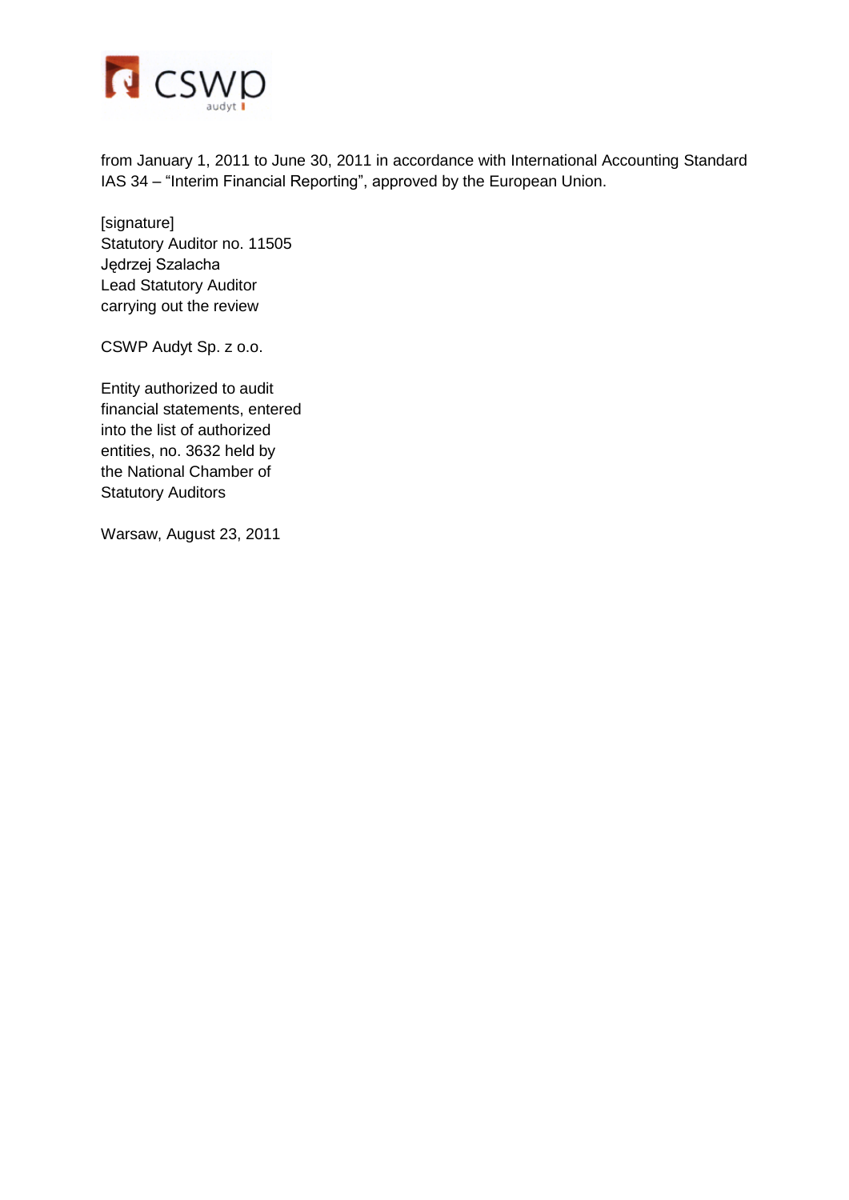from January 1, 2011 to June 30, 2011 in accordance with International Accounting Standard IAS 34 – “Interim Financial Reporting”, approved by the European Union.

[signature]
Statutory Auditor no. 11505
Jędrzej Szalacha
Lead Statutory Auditor
carrying out the review

CSWP Audyt Sp. z o.o.

Entity authorized to audit
financial statements, entered
into the list of authorized
entities, no. 3632 held by
the National Chamber of
Statutory Auditors

Warsaw, August 23, 2011